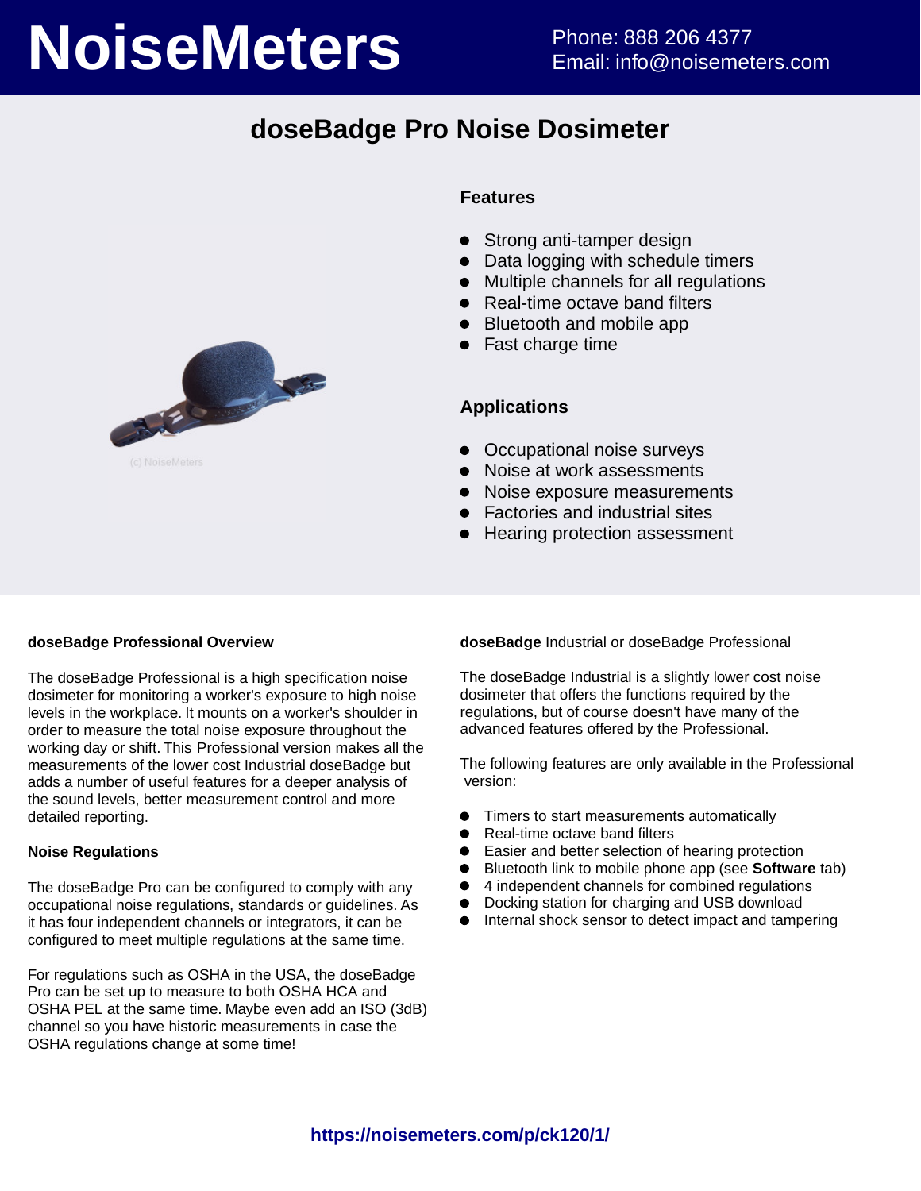# NoiseMeters

Phone: 888 206 4377
Email: info@noisemeters.com

## doseBadge Pro Noise Dosimeter

(c) NoiseMeters

### Features

- Strong anti-tamper design
- Data logging with schedule timers
- Multiple channels for all regulations
- Real-time octave band filters
- Bluetooth and mobile app
- Fast charge time

### Applications

- Occupational noise surveys
- Noise at work assessments
- Noise exposure measurements
- Factories and industrial sites
- Hearing protection assessment

**doseBadge Professional Overview**

The doseBadge Professional is a high specification noise dosimeter for monitoring a worker's exposure to high noise levels in the workplace. It mounts on a worker's shoulder in order to measure the total noise exposure throughout the working day or shift. This Professional version makes all the measurements of the lower cost Industrial doseBadge but adds a number of useful features for a deeper analysis of the sound levels, better measurement control and more detailed reporting.

**Noise Regulations**

The doseBadge Pro can be configured to comply with any occupational noise regulations, standards or guidelines. As it has four independent channels or integrators, it can be configured to meet multiple regulations at the same time.

For regulations such as OSHA in the USA, the doseBadge Pro can be set up to measure to both OSHA HCA and OSHA PEL at the same time. Maybe even add an ISO (3dB) channel so you have historic measurements in case the OSHA regulations change at some time!

**doseBadge** Industrial or doseBadge Professional

The doseBadge Industrial is a slightly lower cost noise dosimeter that offers the functions required by the regulations, but of course doesn't have many of the advanced features offered by the Professional.

The following features are only available in the Professional version:

- Timers to start measurements automatically
- Real-time octave band filters
- Easier and better selection of hearing protection
- Bluetooth link to mobile phone app (see **Software** tab)
- 4 independent channels for combined regulations
- Docking station for charging and USB download
- Internal shock sensor to detect impact and tampering

https://noisemeters.com/p/ck120/1/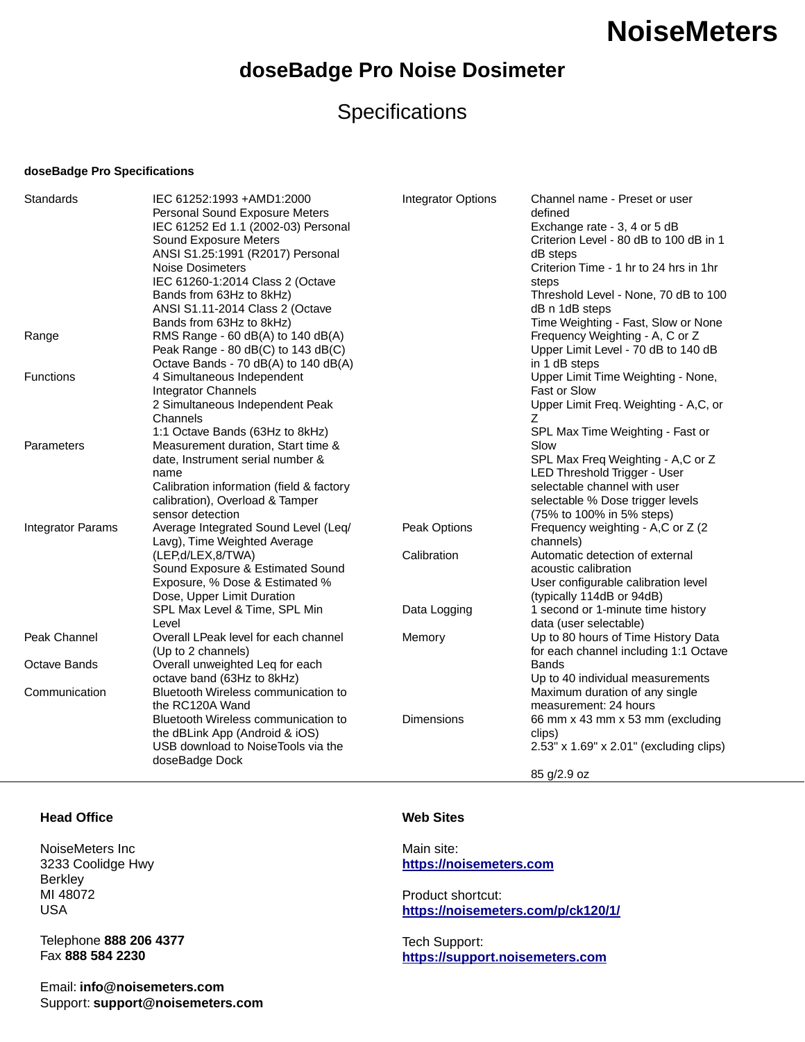# NoiseMeters

## doseBadge Pro Noise Dosimeter

## Specifications

**doseBadge Pro Specifications**

| | |
|---|---|
| Standards | IEC 61252:1993 +AMD1:2000 Personal Sound Exposure Meters<br>IEC 61252 Ed 1.1 (2002-03) Personal Sound Exposure Meters<br>ANSI S1.25:1991 (R2017) Personal Noise Dosimeters<br>IEC 61260-1:2014 Class 2 (Octave Bands from 63Hz to 8kHz)<br>ANSI S1.11-2014 Class 2 (Octave Bands from 63Hz to 8kHz) |
| Range | RMS Range - 60 dB(A) to 140 dB(A)<br>Peak Range - 80 dB(C) to 143 dB(C)<br>Octave Bands - 70 dB(A) to 140 dB(A) |
| Functions | 4 Simultaneous Independent Integrator Channels<br>2 Simultaneous Independent Peak Channels<br>1:1 Octave Bands (63Hz to 8kHz) |
| Parameters | Measurement duration, Start time & date, Instrument serial number & name<br>Calibration information (field & factory calibration), Overload & Tamper sensor detection |
| Integrator Params | Average Integrated Sound Level (Leq/ Lavg), Time Weighted Average (LEP,d/LEX,8/TWA)<br>Sound Exposure & Estimated Sound Exposure, % Dose & Estimated % Dose, Upper Limit Duration<br>SPL Max Level & Time, SPL Min Level |
| Peak Channel | Overall LPeak level for each channel (Up to 2 channels) |
| Octave Bands | Overall unweighted Leq for each octave band (63Hz to 8kHz) |
| Communication | Bluetooth Wireless communication to the RC120A Wand<br>Bluetooth Wireless communication to the dBLink App (Android & iOS)<br>USB download to NoiseTools via the doseBadge Dock |
| Integrator Options | Channel name - Preset or user defined<br>Exchange rate - 3, 4 or 5 dB<br>Criterion Level - 80 dB to 100 dB in 1 dB steps<br>Criterion Time - 1 hr to 24 hrs in 1hr steps<br>Threshold Level - None, 70 dB to 100 dB n 1dB steps<br>Time Weighting - Fast, Slow or None<br>Frequency Weighting - A, C or Z<br>Upper Limit Level - 70 dB to 140 dB in 1 dB steps<br>Upper Limit Time Weighting - None, Fast or Slow<br>Upper Limit Freq. Weighting - A,C, or Z<br>SPL Max Time Weighting - Fast or Slow<br>SPL Max Freq Weighting - A,C or Z<br>LED Threshold Trigger - User selectable channel with user selectable % Dose trigger levels (75% to 100% in 5% steps) |
| Peak Options | Frequency weighting - A,C or Z (2 channels) |
| Calibration | Automatic detection of external acoustic calibration<br>User configurable calibration level (typically 114dB or 94dB) |
| Data Logging | 1 second or 1-minute time history data (user selectable) |
| Memory | Up to 80 hours of Time History Data for each channel including 1:1 Octave Bands<br>Up to 40 individual measurements<br>Maximum duration of any single measurement: 24 hours |
| Dimensions | 66 mm x 43 mm x 53 mm (excluding clips)<br>2.53" x 1.69" x 2.01" (excluding clips)<br><br>85 g/2.9 oz |

**Head Office**

NoiseMeters Inc
3233 Coolidge Hwy
Berkley
MI 48072
USA

Telephone **888 206 4377**
Fax **888 584 2230**

Email: **info@noisemeters.com**
Support: **support@noisemeters.com**

**Web Sites**

Main site:
**https://noisemeters.com**

Product shortcut:
**https://noisemeters.com/p/ck120/1/**

Tech Support:
**https://support.noisemeters.com**